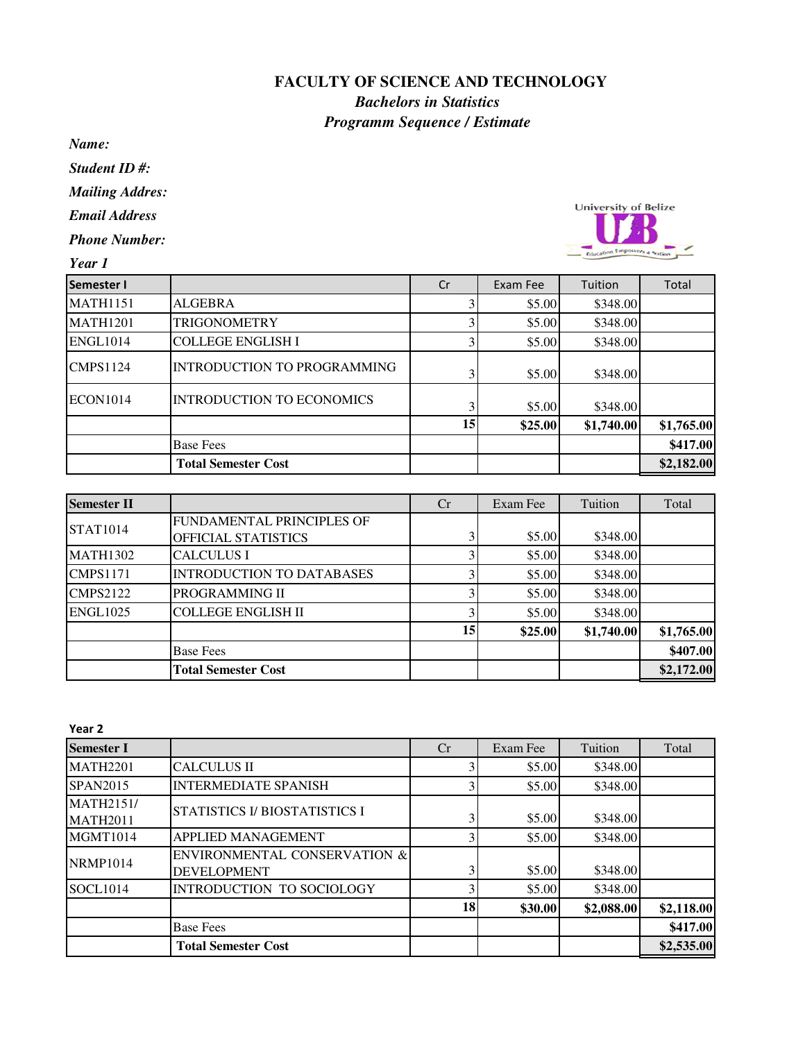# FACULTY OF SCIENCE AND TECHNOLOGY

## *Bachelors in Statistics*

## *Programm Sequence / Estimate*

***Name:***

***Student ID #:***

***Mailing Addres:***

***Email Address***

***Phone Number:***

***Year 1***

| Semester I | | Cr | Exam Fee | Tuition | Total |
|---|---|---|---|---|---|
| MATH1151 | ALGEBRA | 3 | $5.00 | $348.00 | |
| MATH1201 | TRIGONOMETRY | 3 | $5.00 | $348.00 | |
| ENGL1014 | COLLEGE ENGLISH I | 3 | $5.00 | $348.00 | |
| CMPS1124 | INTRODUCTION TO PROGRAMMING | 3 | $5.00 | $348.00 | |
| ECON1014 | INTRODUCTION TO ECONOMICS | 3 | $5.00 | $348.00 | |
| | | **15** | **$25.00** | **$1,740.00** | **$1,765.00** |
| | Base Fees | | | | **$417.00** |
| | **Total Semester Cost** | | | | **$2,182.00** |

| Semester II | | Cr | Exam Fee | Tuition | Total |
|---|---|---|---|---|---|
| STAT1014 | FUNDAMENTAL PRINCIPLES OF OFFICIAL STATISTICS | 3 | $5.00 | $348.00 | |
| MATH1302 | CALCULUS I | 3 | $5.00 | $348.00 | |
| CMPS1171 | INTRODUCTION TO DATABASES | 3 | $5.00 | $348.00 | |
| CMPS2122 | PROGRAMMING II | 3 | $5.00 | $348.00 | |
| ENGL1025 | COLLEGE ENGLISH II | 3 | $5.00 | $348.00 | |
| | | **15** | **$25.00** | **$1,740.00** | **$1,765.00** |
| | Base Fees | | | | **$407.00** |
| | **Total Semester Cost** | | | | **$2,172.00** |

**Year 2**

| Semester I | | Cr | Exam Fee | Tuition | Total |
|---|---|---|---|---|---|
| MATH2201 | CALCULUS II | 3 | $5.00 | $348.00 | |
| SPAN2015 | INTERMEDIATE SPANISH | 3 | $5.00 | $348.00 | |
| MATH2151/ MATH2011 | STATISTICS I/ BIOSTATISTICS I | 3 | $5.00 | $348.00 | |
| MGMT1014 | APPLIED MANAGEMENT | 3 | $5.00 | $348.00 | |
| NRMP1014 | ENVIRONMENTAL CONSERVATION & DEVELOPMENT | 3 | $5.00 | $348.00 | |
| SOCL1014 | INTRODUCTION TO SOCIOLOGY | 3 | $5.00 | $348.00 | |
| | | **18** | **$30.00** | **$2,088.00** | **$2,118.00** |
| | Base Fees | | | | **$417.00** |
| | **Total Semester Cost** | | | | **$2,535.00** |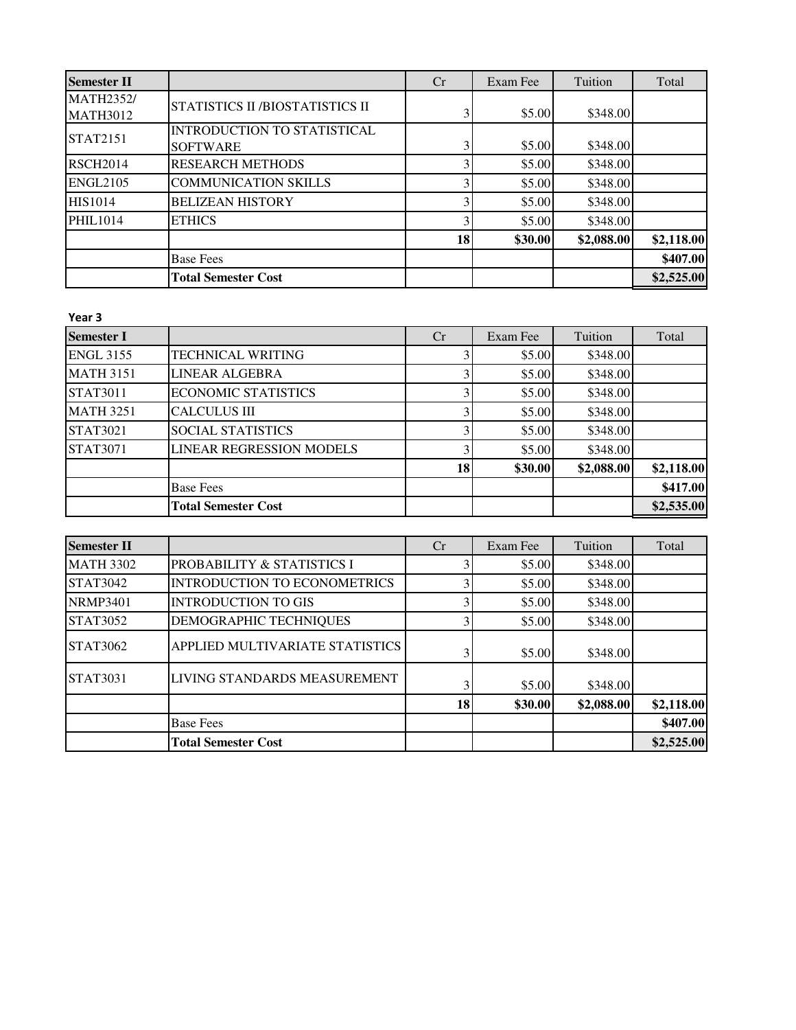| Semester II | | Cr | Exam Fee | Tuition | Total |
|---|---|---|---|---|---|
| MATH2352/ MATH3012 | STATISTICS II /BIOSTATISTICS II | 3 | $5.00 | $348.00 | |
| STAT2151 | INTRODUCTION TO STATISTICAL SOFTWARE | 3 | $5.00 | $348.00 | |
| RSCH2014 | RESEARCH METHODS | 3 | $5.00 | $348.00 | |
| ENGL2105 | COMMUNICATION SKILLS | 3 | $5.00 | $348.00 | |
| HIS1014 | BELIZEAN HISTORY | 3 | $5.00 | $348.00 | |
| PHIL1014 | ETHICS | 3 | $5.00 | $348.00 | |
| | | **18** | **$30.00** | **$2,088.00** | **$2,118.00** |
| | Base Fees | | | | **$407.00** |
| | **Total Semester Cost** | | | | **$2,525.00** |

**Year 3**

| Semester I | | Cr | Exam Fee | Tuition | Total |
|---|---|---|---|---|---|
| ENGL 3155 | TECHNICAL WRITING | 3 | $5.00 | $348.00 | |
| MATH 3151 | LINEAR ALGEBRA | 3 | $5.00 | $348.00 | |
| STAT3011 | ECONOMIC STATISTICS | 3 | $5.00 | $348.00 | |
| MATH 3251 | CALCULUS III | 3 | $5.00 | $348.00 | |
| STAT3021 | SOCIAL STATISTICS | 3 | $5.00 | $348.00 | |
| STAT3071 | LINEAR REGRESSION MODELS | 3 | $5.00 | $348.00 | |
| | | **18** | **$30.00** | **$2,088.00** | **$2,118.00** |
| | Base Fees | | | | **$417.00** |
| | **Total Semester Cost** | | | | **$2,535.00** |

| Semester II | | Cr | Exam Fee | Tuition | Total |
|---|---|---|---|---|---|
| MATH 3302 | PROBABILITY & STATISTICS I | 3 | $5.00 | $348.00 | |
| STAT3042 | INTRODUCTION TO ECONOMETRICS | 3 | $5.00 | $348.00 | |
| NRMP3401 | INTRODUCTION TO GIS | 3 | $5.00 | $348.00 | |
| STAT3052 | DEMOGRAPHIC TECHNIQUES | 3 | $5.00 | $348.00 | |
| STAT3062 | APPLIED MULTIVARIATE STATISTICS | 3 | $5.00 | $348.00 | |
| STAT3031 | LIVING STANDARDS MEASUREMENT | 3 | $5.00 | $348.00 | |
| | | **18** | **$30.00** | **$2,088.00** | **$2,118.00** |
| | Base Fees | | | | **$407.00** |
| | **Total Semester Cost** | | | | **$2,525.00** |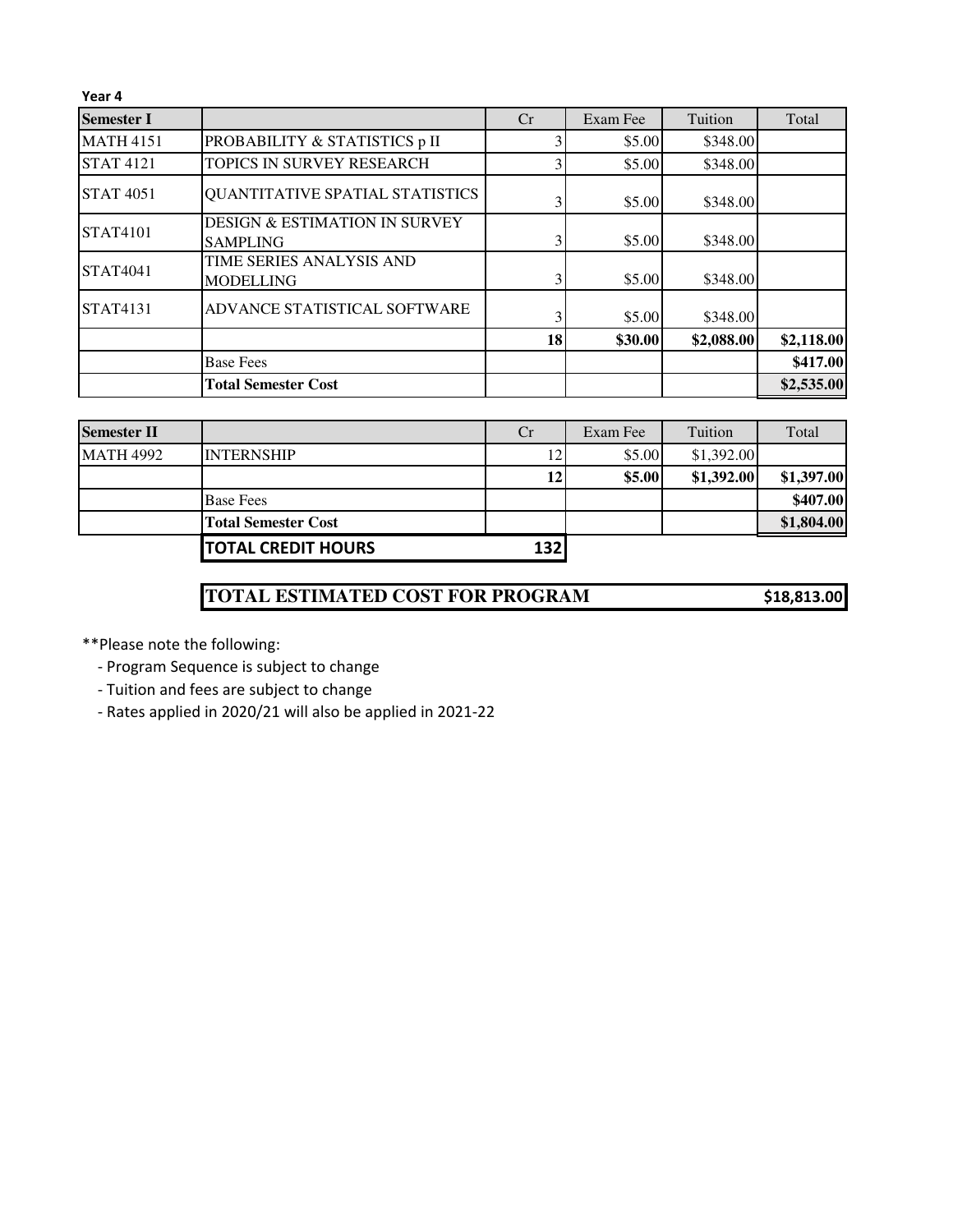**Year 4**

| Semester I | | Cr | Exam Fee | Tuition | Total |
|---|---|---|---|---|---|
| MATH 4151 | PROBABILITY & STATISTICS p II | 3 | $5.00 | $348.00 | |
| STAT 4121 | TOPICS IN SURVEY RESEARCH | 3 | $5.00 | $348.00 | |
| STAT 4051 | QUANTITATIVE SPATIAL STATISTICS | 3 | $5.00 | $348.00 | |
| STAT4101 | DESIGN & ESTIMATION IN SURVEY SAMPLING | 3 | $5.00 | $348.00 | |
| STAT4041 | TIME SERIES ANALYSIS AND MODELLING | 3 | $5.00 | $348.00 | |
| STAT4131 | ADVANCE STATISTICAL SOFTWARE | 3 | $5.00 | $348.00 | |
| | | **18** | **$30.00** | **$2,088.00** | **$2,118.00** |
| | Base Fees | | | | **$417.00** |
| | **Total Semester Cost** | | | | **$2,535.00** |

| Semester II | | Cr | Exam Fee | Tuition | Total |
|---|---|---|---|---|---|
| MATH 4992 | INTERNSHIP | 12 | $5.00 | $1,392.00 | |
| | | **12** | **$5.00** | **$1,392.00** | **$1,397.00** |
| | Base Fees | | | | **$407.00** |
| | **Total Semester Cost** | | | | **$1,804.00** |
| | **TOTAL CREDIT HOURS** | **132** | | | |

**TOTAL ESTIMATED COST FOR PROGRAM** **$18,813.00**

**Please note the following:

- Program Sequence is subject to change
- Tuition and fees are subject to change
- Rates applied in 2020/21 will also be applied in 2021-22